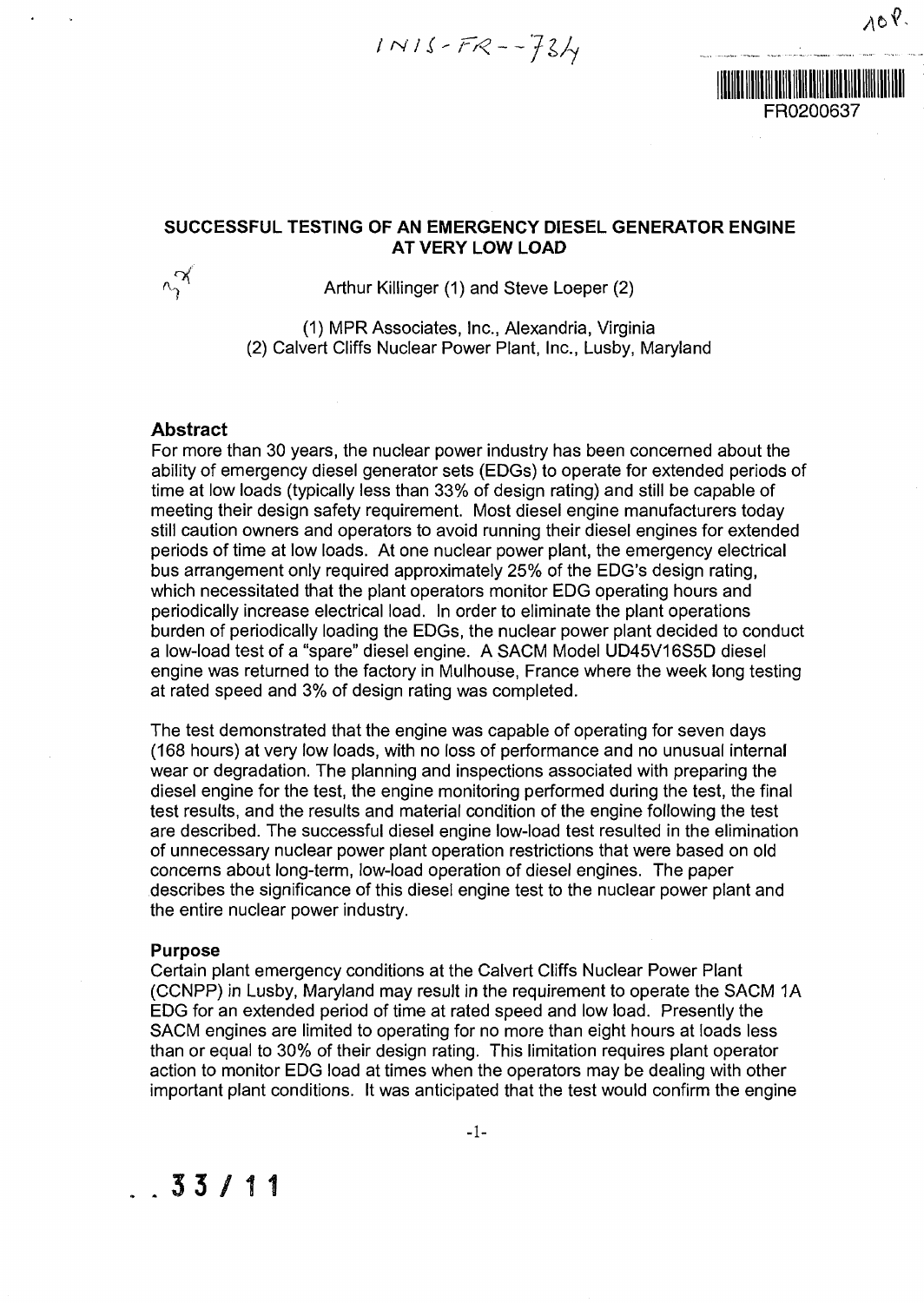# SUCCESSFUL TESTING OF AN EMERGENCY DIESEL GENERATOR ENGINE AT VERY LOW LOAD

Arthur Killinger (1) and Steve Loeper (2)

(1) MPR Associates, Inc., Alexandria, Virginia
(2) Calvert Cliffs Nuclear Power Plant, Inc., Lusby, Maryland

## Abstract

For more than 30 years, the nuclear power industry has been concerned about the ability of emergency diesel generator sets (EDGs) to operate for extended periods of time at low loads (typically less than 33% of design rating) and still be capable of meeting their design safety requirement. Most diesel engine manufacturers today still caution owners and operators to avoid running their diesel engines for extended periods of time at low loads. At one nuclear power plant, the emergency electrical bus arrangement only required approximately 25% of the EDG's design rating, which necessitated that the plant operators monitor EDG operating hours and periodically increase electrical load. In order to eliminate the plant operations burden of periodically loading the EDGs, the nuclear power plant decided to conduct a low-load test of a "spare" diesel engine. A SACM Model UD45V16S5D diesel engine was returned to the factory in Mulhouse, France where the week long testing at rated speed and 3% of design rating was completed.

The test demonstrated that the engine was capable of operating for seven days (168 hours) at very low loads, with no loss of performance and no unusual internal wear or degradation. The planning and inspections associated with preparing the diesel engine for the test, the engine monitoring performed during the test, the final test results, and the results and material condition of the engine following the test are described. The successful diesel engine low-load test resulted in the elimination of unnecessary nuclear power plant operation restrictions that were based on old concerns about long-term, low-load operation of diesel engines. The paper describes the significance of this diesel engine test to the nuclear power plant and the entire nuclear power industry.

### Purpose

Certain plant emergency conditions at the Calvert Cliffs Nuclear Power Plant (CCNPP) in Lusby, Maryland may result in the requirement to operate the SACM 1A EDG for an extended period of time at rated speed and low load. Presently the SACM engines are limited to operating for no more than eight hours at loads less than or equal to 30% of their design rating. This limitation requires plant operator action to monitor EDG load at times when the operators may be dealing with other important plant conditions. It was anticipated that the test would confirm the engine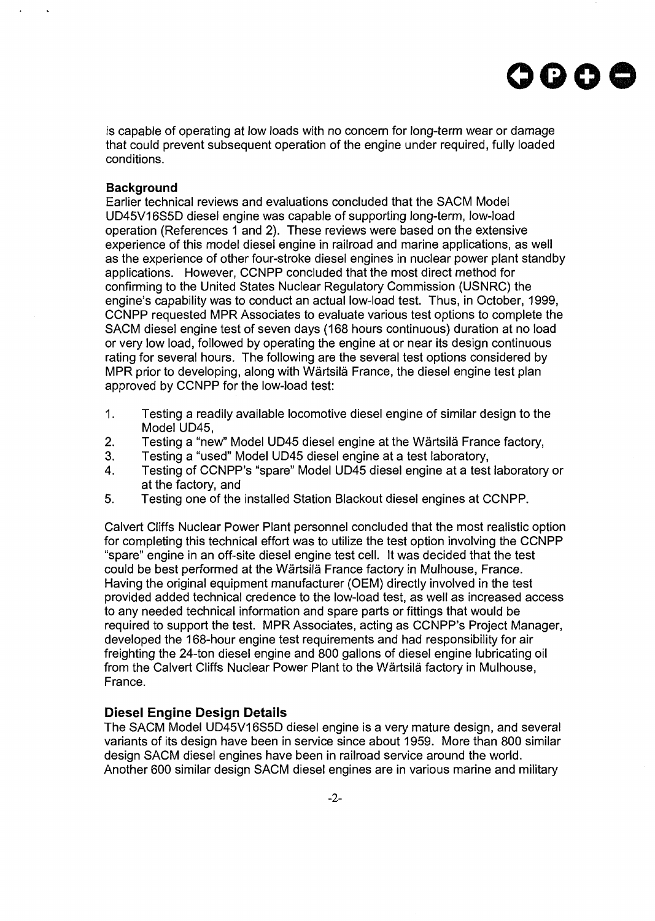is capable of operating at low loads with no concern for long-term wear or damage that could prevent subsequent operation of the engine under required, fully loaded conditions.

**Background**

Earlier technical reviews and evaluations concluded that the SACM Model UD45V16S5D diesel engine was capable of supporting long-term, low-load operation (References 1 and 2). These reviews were based on the extensive experience of this model diesel engine in railroad and marine applications, as well as the experience of other four-stroke diesel engines in nuclear power plant standby applications. However, CCNPP concluded that the most direct method for confirming to the United States Nuclear Regulatory Commission (USNRC) the engine's capability was to conduct an actual low-load test. Thus, in October, 1999, CCNPP requested MPR Associates to evaluate various test options to complete the SACM diesel engine test of seven days (168 hours continuous) duration at no load or very low load, followed by operating the engine at or near its design continuous rating for several hours. The following are the several test options considered by MPR prior to developing, along with Wärtsilä France, the diesel engine test plan approved by CCNPP for the low-load test:

1. Testing a readily available locomotive diesel engine of similar design to the Model UD45,
2. Testing a "new" Model UD45 diesel engine at the Wärtsilä France factory,
3. Testing a "used" Model UD45 diesel engine at a test laboratory,
4. Testing of CCNPP's "spare" Model UD45 diesel engine at a test laboratory or at the factory, and
5. Testing one of the installed Station Blackout diesel engines at CCNPP.

Calvert Cliffs Nuclear Power Plant personnel concluded that the most realistic option for completing this technical effort was to utilize the test option involving the CCNPP "spare" engine in an off-site diesel engine test cell. It was decided that the test could be best performed at the Wärtsilä France factory in Mulhouse, France. Having the original equipment manufacturer (OEM) directly involved in the test provided added technical credence to the low-load test, as well as increased access to any needed technical information and spare parts or fittings that would be required to support the test. MPR Associates, acting as CCNPP's Project Manager, developed the 168-hour engine test requirements and had responsibility for air freighting the 24-ton diesel engine and 800 gallons of diesel engine lubricating oil from the Calvert Cliffs Nuclear Power Plant to the Wärtsilä factory in Mulhouse, France.

### Diesel Engine Design Details

The SACM Model UD45V16S5D diesel engine is a very mature design, and several variants of its design have been in service since about 1959. More than 800 similar design SACM diesel engines have been in railroad service around the world. Another 600 similar design SACM diesel engines are in various marine and military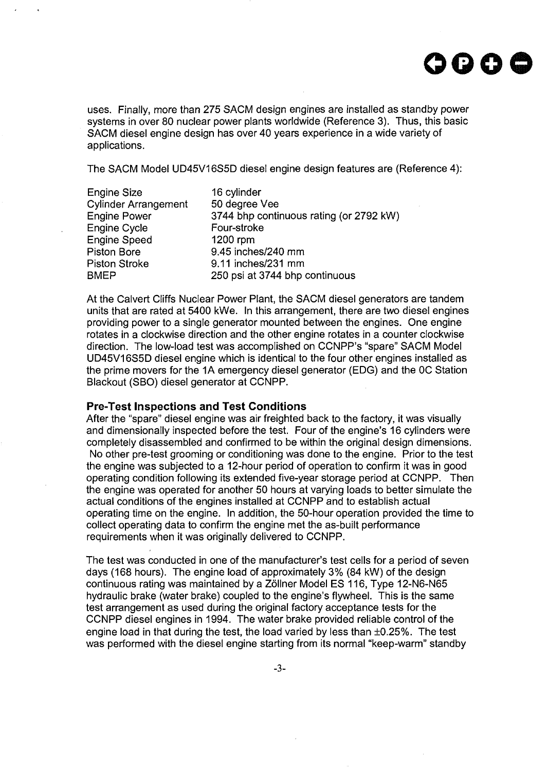uses. Finally, more than 275 SACM design engines are installed as standby power systems in over 80 nuclear power plants worldwide (Reference 3). Thus, this basic SACM diesel engine design has over 40 years experience in a wide variety of applications.

The SACM Model UD45V16S5D diesel engine design features are (Reference 4):

| | |
|---|---|
| Engine Size | 16 cylinder |
| Cylinder Arrangement | 50 degree Vee |
| Engine Power | 3744 bhp continuous rating (or 2792 kW) |
| Engine Cycle | Four-stroke |
| Engine Speed | 1200 rpm |
| Piston Bore | 9.45 inches/240 mm |
| Piston Stroke | 9.11 inches/231 mm |
| BMEP | 250 psi at 3744 bhp continuous |

At the Calvert Cliffs Nuclear Power Plant, the SACM diesel generators are tandem units that are rated at 5400 kWe. In this arrangement, there are two diesel engines providing power to a single generator mounted between the engines. One engine rotates in a clockwise direction and the other engine rotates in a counter clockwise direction. The low-load test was accomplished on CCNPP's "spare" SACM Model UD45V16S5D diesel engine which is identical to the four other engines installed as the prime movers for the 1A emergency diesel generator (EDG) and the 0C Station Blackout (SBO) diesel generator at CCNPP.

### Pre-Test Inspections and Test Conditions

After the "spare" diesel engine was air freighted back to the factory, it was visually and dimensionally inspected before the test. Four of the engine's 16 cylinders were completely disassembled and confirmed to be within the original design dimensions. No other pre-test grooming or conditioning was done to the engine. Prior to the test the engine was subjected to a 12-hour period of operation to confirm it was in good operating condition following its extended five-year storage period at CCNPP. Then the engine was operated for another 50 hours at varying loads to better simulate the actual conditions of the engines installed at CCNPP and to establish actual operating time on the engine. In addition, the 50-hour operation provided the time to collect operating data to confirm the engine met the as-built performance requirements when it was originally delivered to CCNPP.

The test was conducted in one of the manufacturer's test cells for a period of seven days (168 hours). The engine load of approximately 3% (84 kW) of the design continuous rating was maintained by a Zöllner Model ES 116, Type 12-N6-N65 hydraulic brake (water brake) coupled to the engine's flywheel. This is the same test arrangement as used during the original factory acceptance tests for the CCNPP diesel engines in 1994. The water brake provided reliable control of the engine load in that during the test, the load varied by less than ±0.25%. The test was performed with the diesel engine starting from its normal "keep-warm" standby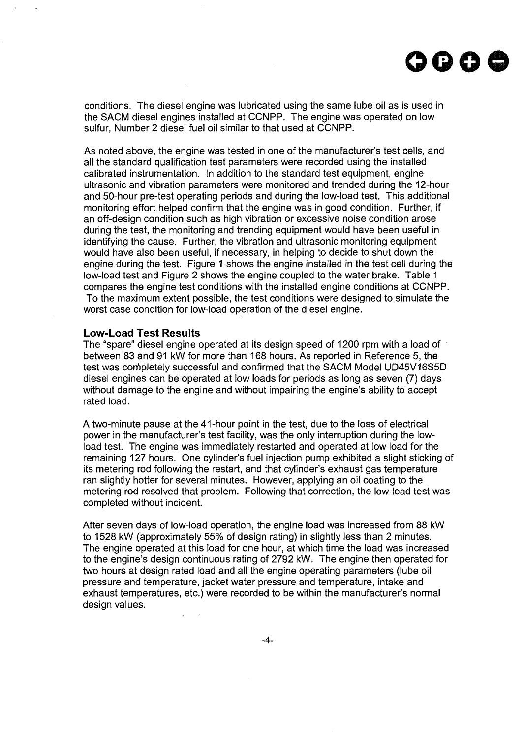conditions. The diesel engine was lubricated using the same lube oil as is used in the SACM diesel engines installed at CCNPP. The engine was operated on low sulfur, Number 2 diesel fuel oil similar to that used at CCNPP.

As noted above, the engine was tested in one of the manufacturer's test cells, and all the standard qualification test parameters were recorded using the installed calibrated instrumentation. In addition to the standard test equipment, engine ultrasonic and vibration parameters were monitored and trended during the 12-hour and 50-hour pre-test operating periods and during the low-load test. This additional monitoring effort helped confirm that the engine was in good condition. Further, if an off-design condition such as high vibration or excessive noise condition arose during the test, the monitoring and trending equipment would have been useful in identifying the cause. Further, the vibration and ultrasonic monitoring equipment would have also been useful, if necessary, in helping to decide to shut down the engine during the test. Figure 1 shows the engine installed in the test cell during the low-load test and Figure 2 shows the engine coupled to the water brake. Table 1 compares the engine test conditions with the installed engine conditions at CCNPP. To the maximum extent possible, the test conditions were designed to simulate the worst case condition for low-load operation of the diesel engine.

### Low-Load Test Results

The "spare" diesel engine operated at its design speed of 1200 rpm with a load of between 83 and 91 kW for more than 168 hours. As reported in Reference 5, the test was completely successful and confirmed that the SACM Model UD45V16S5D diesel engines can be operated at low loads for periods as long as seven (7) days without damage to the engine and without impairing the engine's ability to accept rated load.

A two-minute pause at the 41-hour point in the test, due to the loss of electrical power in the manufacturer's test facility, was the only interruption during the low-load test. The engine was immediately restarted and operated at low load for the remaining 127 hours. One cylinder's fuel injection pump exhibited a slight sticking of its metering rod following the restart, and that cylinder's exhaust gas temperature ran slightly hotter for several minutes. However, applying an oil coating to the metering rod resolved that problem. Following that correction, the low-load test was completed without incident.

After seven days of low-load operation, the engine load was increased from 88 kW to 1528 kW (approximately 55% of design rating) in slightly less than 2 minutes. The engine operated at this load for one hour, at which time the load was increased to the engine's design continuous rating of 2792 kW. The engine then operated for two hours at design rated load and all the engine operating parameters (lube oil pressure and temperature, jacket water pressure and temperature, intake and exhaust temperatures, etc.) were recorded to be within the manufacturer's normal design values.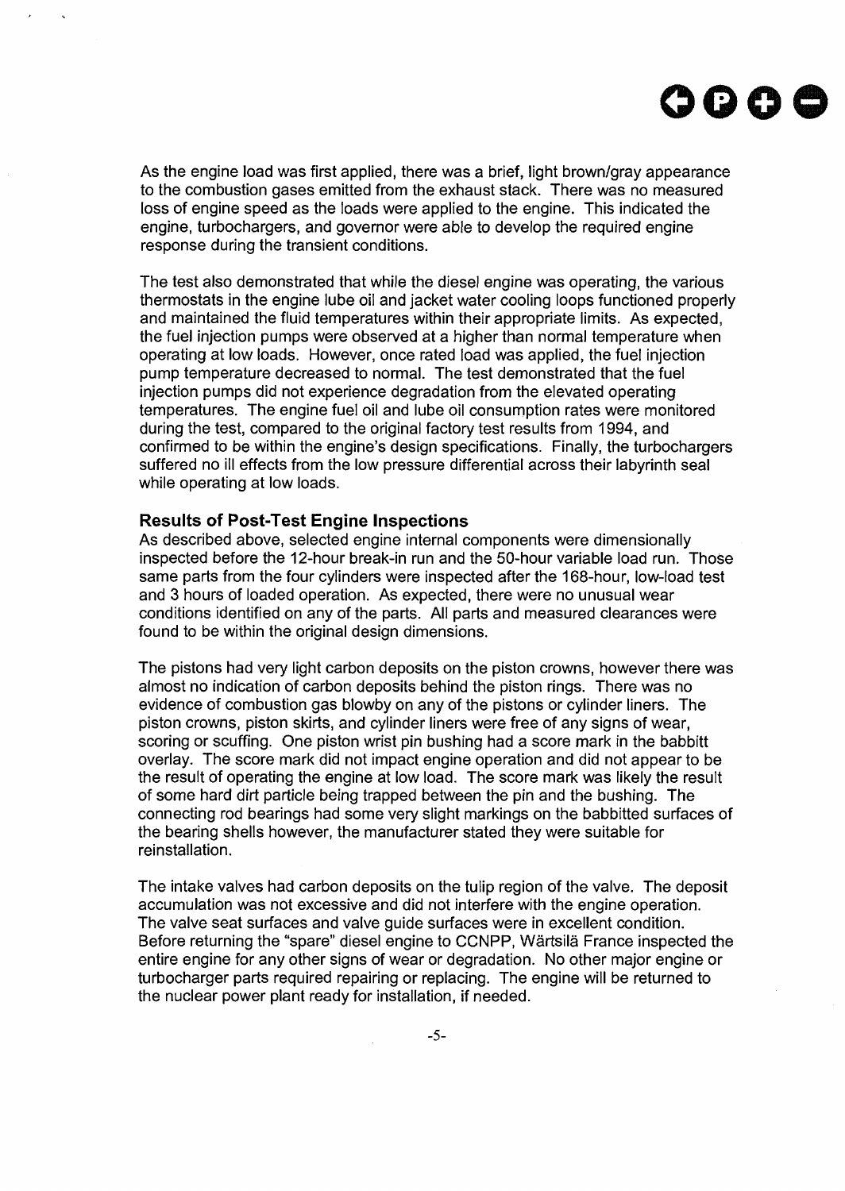As the engine load was first applied, there was a brief, light brown/gray appearance to the combustion gases emitted from the exhaust stack. There was no measured loss of engine speed as the loads were applied to the engine. This indicated the engine, turbochargers, and governor were able to develop the required engine response during the transient conditions.

The test also demonstrated that while the diesel engine was operating, the various thermostats in the engine lube oil and jacket water cooling loops functioned properly and maintained the fluid temperatures within their appropriate limits. As expected, the fuel injection pumps were observed at a higher than normal temperature when operating at low loads. However, once rated load was applied, the fuel injection pump temperature decreased to normal. The test demonstrated that the fuel injection pumps did not experience degradation from the elevated operating temperatures. The engine fuel oil and lube oil consumption rates were monitored during the test, compared to the original factory test results from 1994, and confirmed to be within the engine's design specifications. Finally, the turbochargers suffered no ill effects from the low pressure differential across their labyrinth seal while operating at low loads.

### Results of Post-Test Engine Inspections

As described above, selected engine internal components were dimensionally inspected before the 12-hour break-in run and the 50-hour variable load run. Those same parts from the four cylinders were inspected after the 168-hour, low-load test and 3 hours of loaded operation. As expected, there were no unusual wear conditions identified on any of the parts. All parts and measured clearances were found to be within the original design dimensions.

The pistons had very light carbon deposits on the piston crowns, however there was almost no indication of carbon deposits behind the piston rings. There was no evidence of combustion gas blowby on any of the pistons or cylinder liners. The piston crowns, piston skirts, and cylinder liners were free of any signs of wear, scoring or scuffing. One piston wrist pin bushing had a score mark in the babbitt overlay. The score mark did not impact engine operation and did not appear to be the result of operating the engine at low load. The score mark was likely the result of some hard dirt particle being trapped between the pin and the bushing. The connecting rod bearings had some very slight markings on the babbitted surfaces of the bearing shells however, the manufacturer stated they were suitable for reinstallation.

The intake valves had carbon deposits on the tulip region of the valve. The deposit accumulation was not excessive and did not interfere with the engine operation. The valve seat surfaces and valve guide surfaces were in excellent condition. Before returning the "spare" diesel engine to CCNPP, Wärtsilä France inspected the entire engine for any other signs of wear or degradation. No other major engine or turbocharger parts required repairing or replacing. The engine will be returned to the nuclear power plant ready for installation, if needed.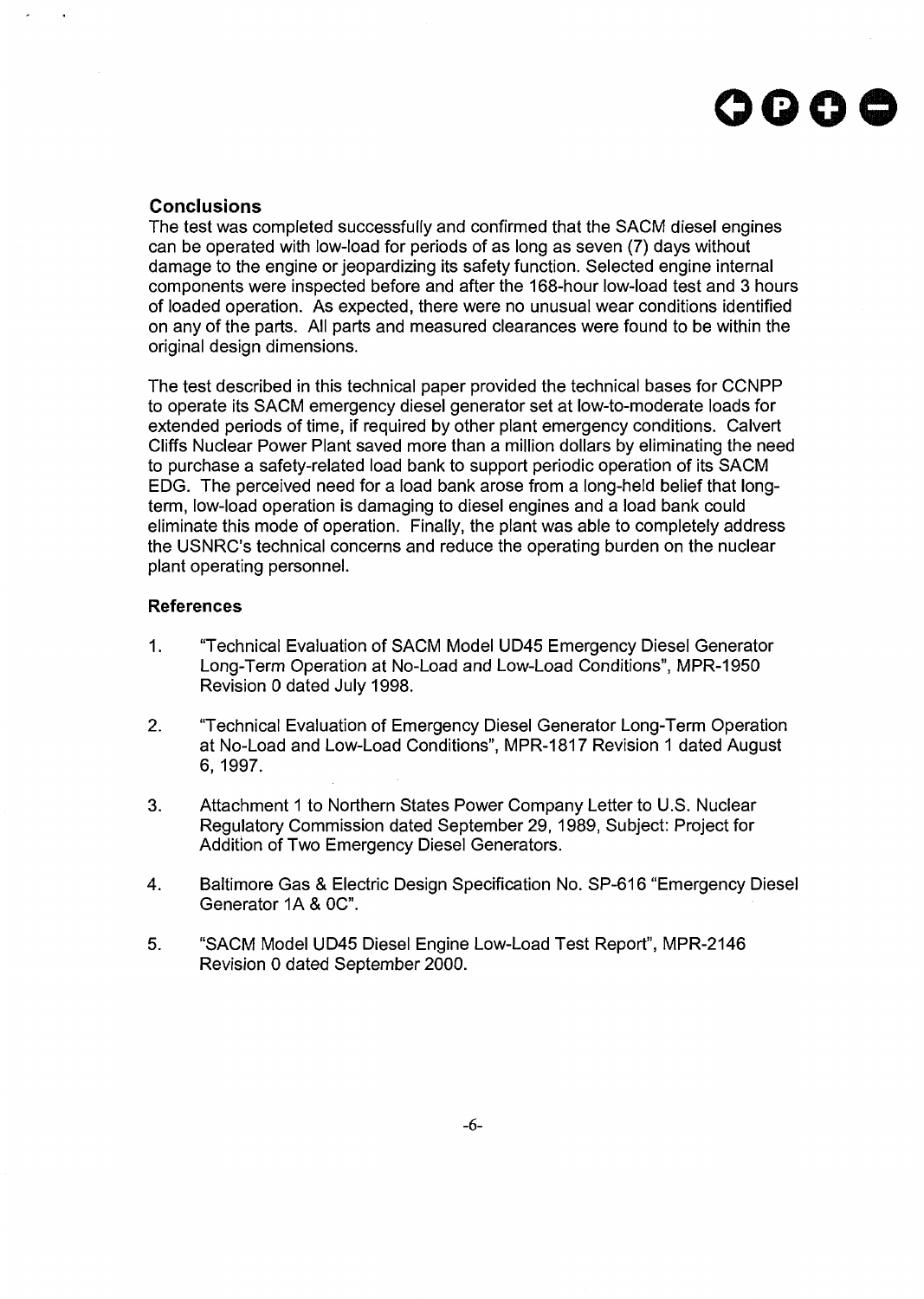## Conclusions

The test was completed successfully and confirmed that the SACM diesel engines can be operated with low-load for periods of as long as seven (7) days without damage to the engine or jeopardizing its safety function. Selected engine internal components were inspected before and after the 168-hour low-load test and 3 hours of loaded operation. As expected, there were no unusual wear conditions identified on any of the parts. All parts and measured clearances were found to be within the original design dimensions.

The test described in this technical paper provided the technical bases for CCNPP to operate its SACM emergency diesel generator set at low-to-moderate loads for extended periods of time, if required by other plant emergency conditions. Calvert Cliffs Nuclear Power Plant saved more than a million dollars by eliminating the need to purchase a safety-related load bank to support periodic operation of its SACM EDG. The perceived need for a load bank arose from a long-held belief that long-term, low-load operation is damaging to diesel engines and a load bank could eliminate this mode of operation. Finally, the plant was able to completely address the USNRC's technical concerns and reduce the operating burden on the nuclear plant operating personnel.

### References

1. "Technical Evaluation of SACM Model UD45 Emergency Diesel Generator Long-Term Operation at No-Load and Low-Load Conditions", MPR-1950 Revision 0 dated July 1998.

2. "Technical Evaluation of Emergency Diesel Generator Long-Term Operation at No-Load and Low-Load Conditions", MPR-1817 Revision 1 dated August 6, 1997.

3. Attachment 1 to Northern States Power Company Letter to U.S. Nuclear Regulatory Commission dated September 29, 1989, Subject: Project for Addition of Two Emergency Diesel Generators.

4. Baltimore Gas & Electric Design Specification No. SP-616 "Emergency Diesel Generator 1A & 0C".

5. "SACM Model UD45 Diesel Engine Low-Load Test Report", MPR-2146 Revision 0 dated September 2000.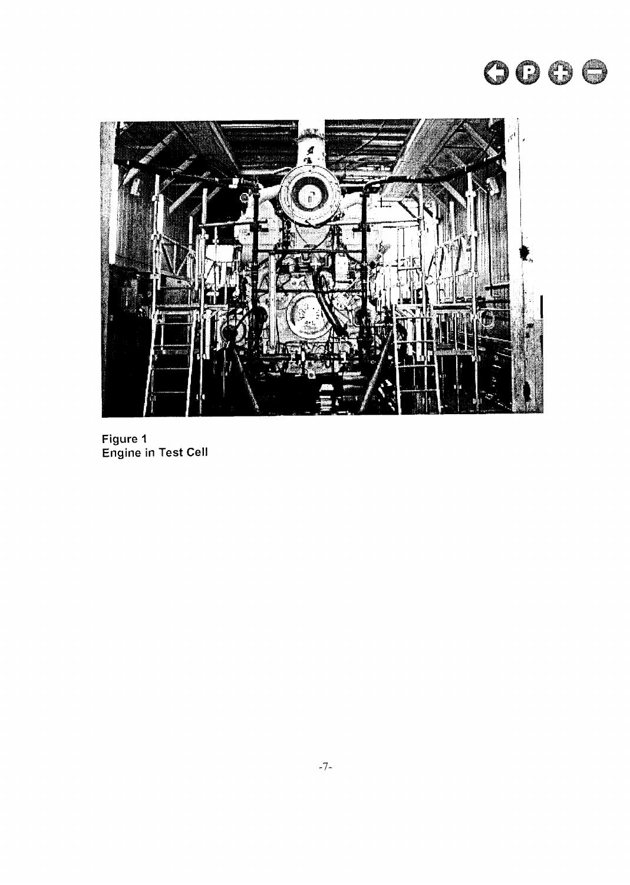Figure 1
Engine in Test Cell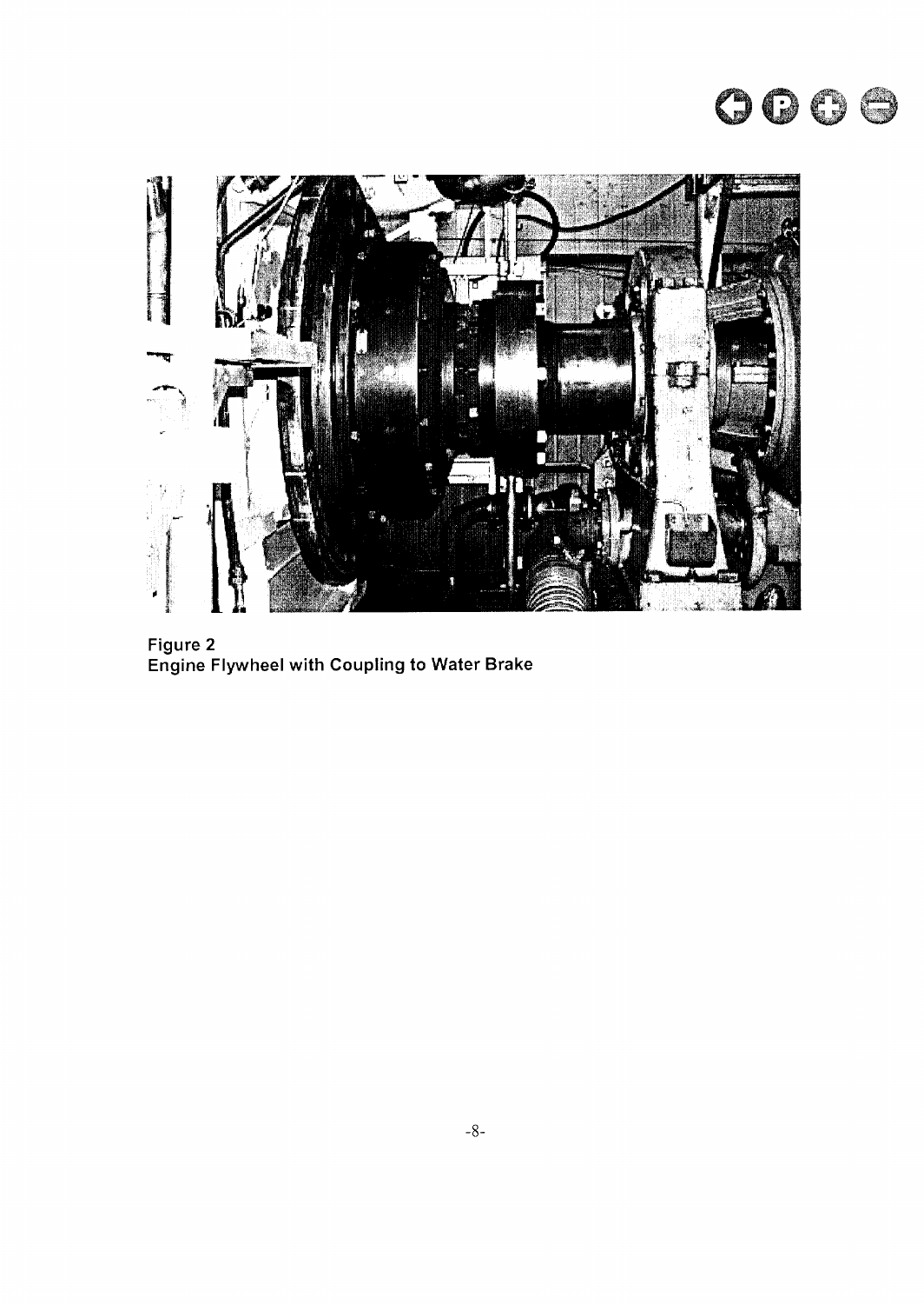Figure 2
Engine Flywheel with Coupling to Water Brake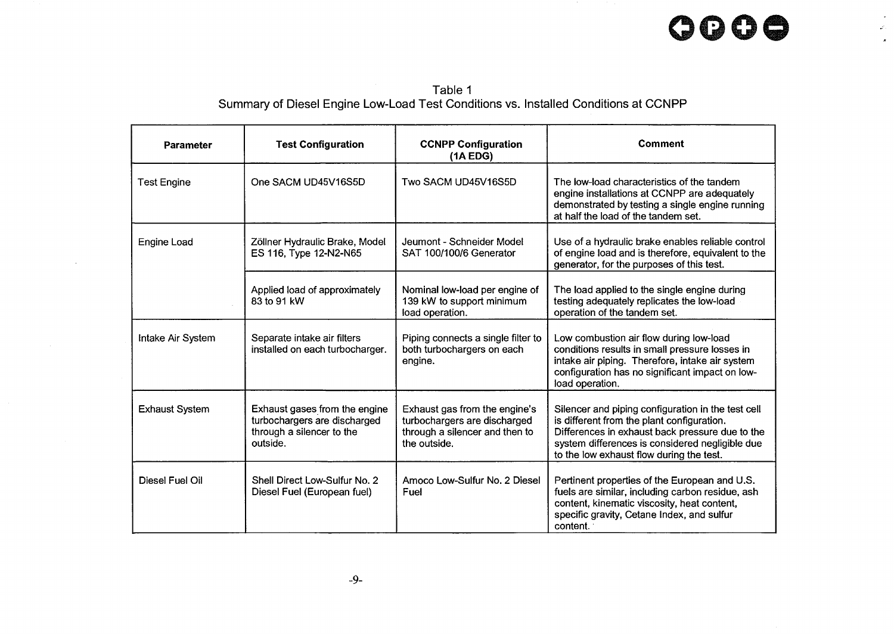Table 1
Summary of Diesel Engine Low-Load Test Conditions vs. Installed Conditions at CCNPP

| Parameter | Test Configuration | CCNPP Configuration (1A EDG) | Comment |
|---|---|---|---|
| Test Engine | One SACM UD45V16S5D | Two SACM UD45V16S5D | The low-load characteristics of the tandem engine installations at CCNPP are adequately demonstrated by testing a single engine running at half the load of the tandem set. |
| Engine Load | Zöllner Hydraulic Brake, Model ES 116, Type 12-N2-N65 | Jeumont - Schneider Model SAT 100/100/6 Generator | Use of a hydraulic brake enables reliable control of engine load and is therefore, equivalent to the generator, for the purposes of this test. |
| | Applied load of approximately 83 to 91 kW | Nominal low-load per engine of 139 kW to support minimum load operation. | The load applied to the single engine during testing adequately replicates the low-load operation of the tandem set. |
| Intake Air System | Separate intake air filters installed on each turbocharger. | Piping connects a single filter to both turbochargers on each engine. | Low combustion air flow during low-load conditions results in small pressure losses in intake air piping. Therefore, intake air system configuration has no significant impact on low-load operation. |
| Exhaust System | Exhaust gases from the engine turbochargers are discharged through a silencer to the outside. | Exhaust gas from the engine's turbochargers are discharged through a silencer and then to the outside. | Silencer and piping configuration in the test cell is different from the plant configuration. Differences in exhaust back pressure due to the system differences is considered negligible due to the low exhaust flow during the test. |
| Diesel Fuel Oil | Shell Direct Low-Sulfur No. 2 Diesel Fuel (European fuel) | Amoco Low-Sulfur No. 2 Diesel Fuel | Pertinent properties of the European and U.S. fuels are similar, including carbon residue, ash content, kinematic viscosity, heat content, specific gravity, Cetane Index, and sulfur content. |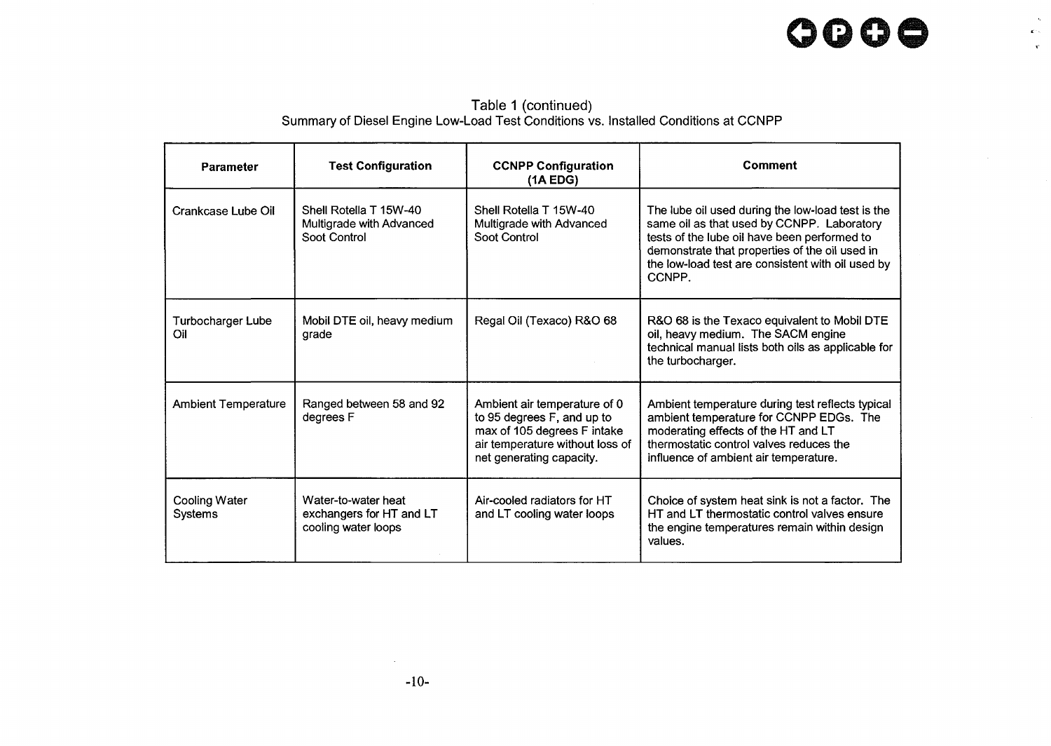Table 1 (continued)
Summary of Diesel Engine Low-Load Test Conditions vs. Installed Conditions at CCNPP

| Parameter | Test Configuration | CCNPP Configuration (1A EDG) | Comment |
|---|---|---|---|
| Crankcase Lube Oil | Shell Rotella T 15W-40 Multigrade with Advanced Soot Control | Shell Rotella T 15W-40 Multigrade with Advanced Soot Control | The lube oil used during the low-load test is the same oil as that used by CCNPP. Laboratory tests of the lube oil have been performed to demonstrate that properties of the oil used in the low-load test are consistent with oil used by CCNPP. |
| Turbocharger Lube Oil | Mobil DTE oil, heavy medium grade | Regal Oil (Texaco) R&O 68 | R&O 68 is the Texaco equivalent to Mobil DTE oil, heavy medium. The SACM engine technical manual lists both oils as applicable for the turbocharger. |
| Ambient Temperature | Ranged between 58 and 92 degrees F | Ambient air temperature of 0 to 95 degrees F, and up to max of 105 degrees F intake air temperature without loss of net generating capacity. | Ambient temperature during test reflects typical ambient temperature for CCNPP EDGs. The moderating effects of the HT and LT thermostatic control valves reduces the influence of ambient air temperature. |
| Cooling Water Systems | Water-to-water heat exchangers for HT and LT cooling water loops | Air-cooled radiators for HT and LT cooling water loops | Choice of system heat sink is not a factor. The HT and LT thermostatic control valves ensure the engine temperatures remain within design values. |